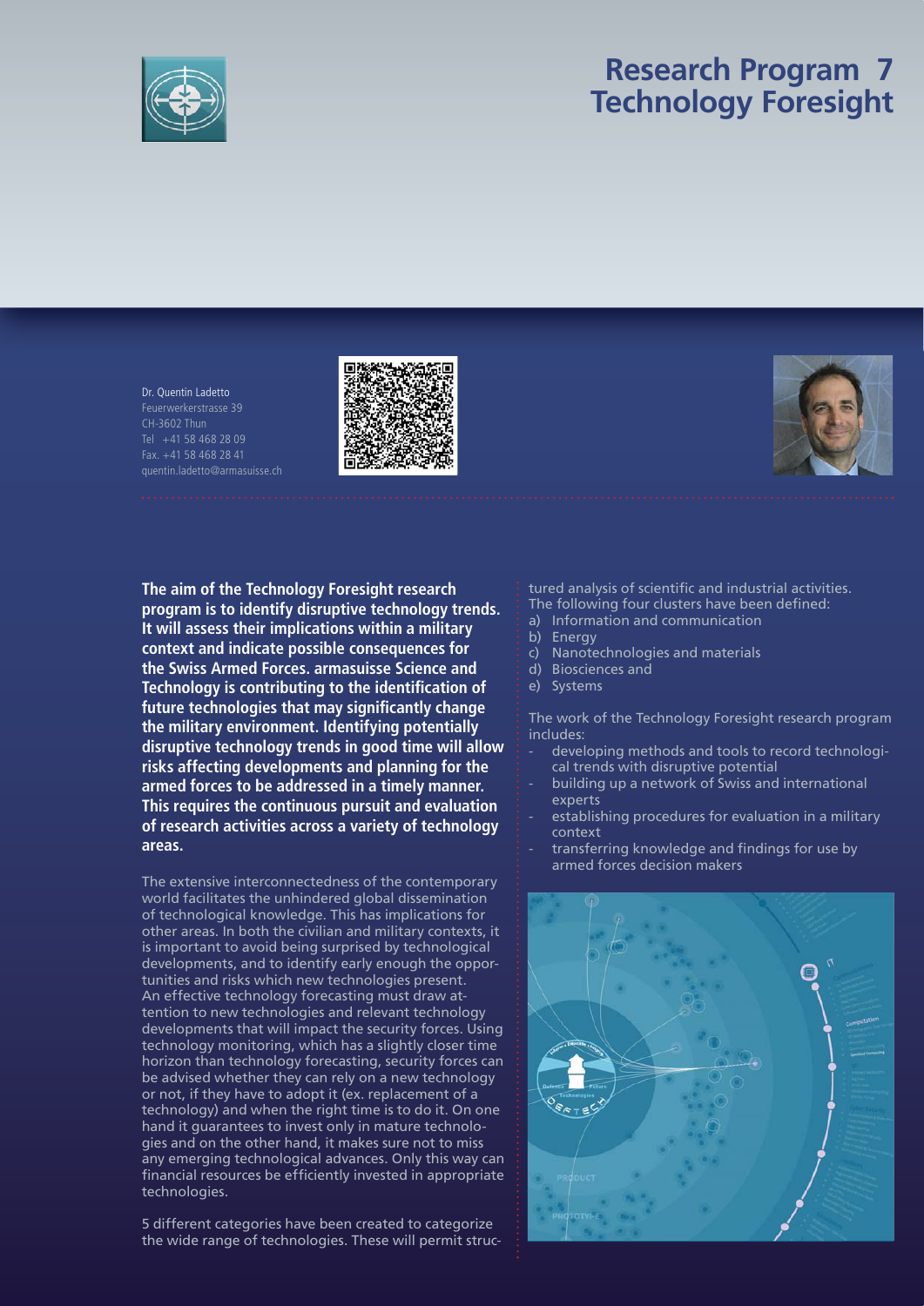# Research Program 7
# Technology Foresight

Dr. Quentin Ladetto
Feuerwerkerstrasse 39
CH-3602 Thun
Tel +41 58 468 28 09
Fax. +41 58 468 28 41
quentin.ladetto@armasuisse.ch

**The aim of the Technology Foresight research program is to identify disruptive technology trends. It will assess their implications within a military context and indicate possible consequences for the Swiss Armed Forces. armasuisse Science and Technology is contributing to the identification of future technologies that may significantly change the military environment. Identifying potentially disruptive technology trends in good time will allow risks affecting developments and planning for the armed forces to be addressed in a timely manner. This requires the continuous pursuit and evaluation of research activities across a variety of technology areas.**

The extensive interconnectedness of the contemporary world facilitates the unhindered global dissemination of technological knowledge. This has implications for other areas. In both the civilian and military contexts, it is important to avoid being surprised by technological developments, and to identify early enough the opportunities and risks which new technologies present. An effective technology forecasting must draw attention to new technologies and relevant technology developments that will impact the security forces. Using technology monitoring, which has a slightly closer time horizon than technology forecasting, security forces can be advised whether they can rely on a new technology or not, if they have to adopt it (ex. replacement of a technology) and when the right time is to do it. On one hand it guarantees to invest only in mature technologies and on the other hand, it makes sure not to miss any emerging technological advances. Only this way can financial resources be efficiently invested in appropriate technologies.

5 different categories have been created to categorize the wide range of technologies. These will permit structured analysis of scientific and industrial activities. The following four clusters have been defined:

a) Information and communication
b) Energy
c) Nanotechnologies and materials
d) Biosciences and
e) Systems

The work of the Technology Foresight research program includes:

- developing methods and tools to record technological trends with disruptive potential
- building up a network of Swiss and international experts
- establishing procedures for evaluation in a military context
- transferring knowledge and findings for use by armed forces decision makers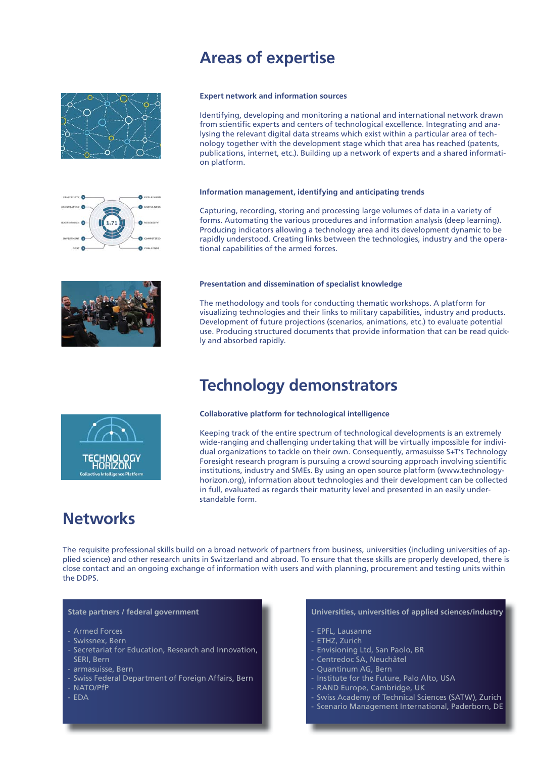# Areas of expertise

### Expert network and information sources

Identifying, developing and monitoring a national and international network drawn from scientific experts and centers of technological excellence. Integrating and analysing the relevant digital data streams which exist within a particular area of technology together with the development stage which that area has reached (patents, publications, internet, etc.). Building up a network of experts and a shared information platform.

### Information management, identifying and anticipating trends

Capturing, recording, storing and processing large volumes of data in a variety of forms. Automating the various procedures and information analysis (deep learning). Producing indicators allowing a technology area and its development dynamic to be rapidly understood. Creating links between the technologies, industry and the operational capabilities of the armed forces.

### Presentation and dissemination of specialist knowledge

The methodology and tools for conducting thematic workshops. A platform for visualizing technologies and their links to military capabilities, industry and products. Development of future projections (scenarios, animations, etc.) to evaluate potential use. Producing structured documents that provide information that can be read quickly and absorbed rapidly.

# Technology demonstrators

### Collaborative platform for technological intelligence

Keeping track of the entire spectrum of technological developments is an extremely wide-ranging and challenging undertaking that will be virtually impossible for individual organizations to tackle on their own. Consequently, armasuisse S+T's Technology Foresight research program is pursuing a crowd sourcing approach involving scientific institutions, industry and SMEs. By using an open source platform (www.technology-horizon.org), information about technologies and their development can be collected in full, evaluated as regards their maturity level and presented in an easily understandable form.

# Networks

The requisite professional skills build on a broad network of partners from business, universities (including universities of applied science) and other research units in Switzerland and abroad. To ensure that these skills are properly developed, there is close contact and an ongoing exchange of information with users and with planning, procurement and testing units within the DDPS.

**State partners / federal government**

- Armed Forces
- Swissnex, Bern
- Secretariat for Education, Research and Innovation, SERI, Bern
- armasuisse, Bern
- Swiss Federal Department of Foreign Affairs, Bern
- NATO/PfP
- EDA

**Universities, universities of applied sciences/industry**

- EPFL, Lausanne
- ETHZ, Zurich
- Envisioning Ltd, San Paolo, BR
- Centredoc SA, Neuchâtel
- Quantinum AG, Bern
- Institute for the Future, Palo Alto, USA
- RAND Europe, Cambridge, UK
- Swiss Academy of Technical Sciences (SATW), Zurich
- Scenario Management International, Paderborn, DE